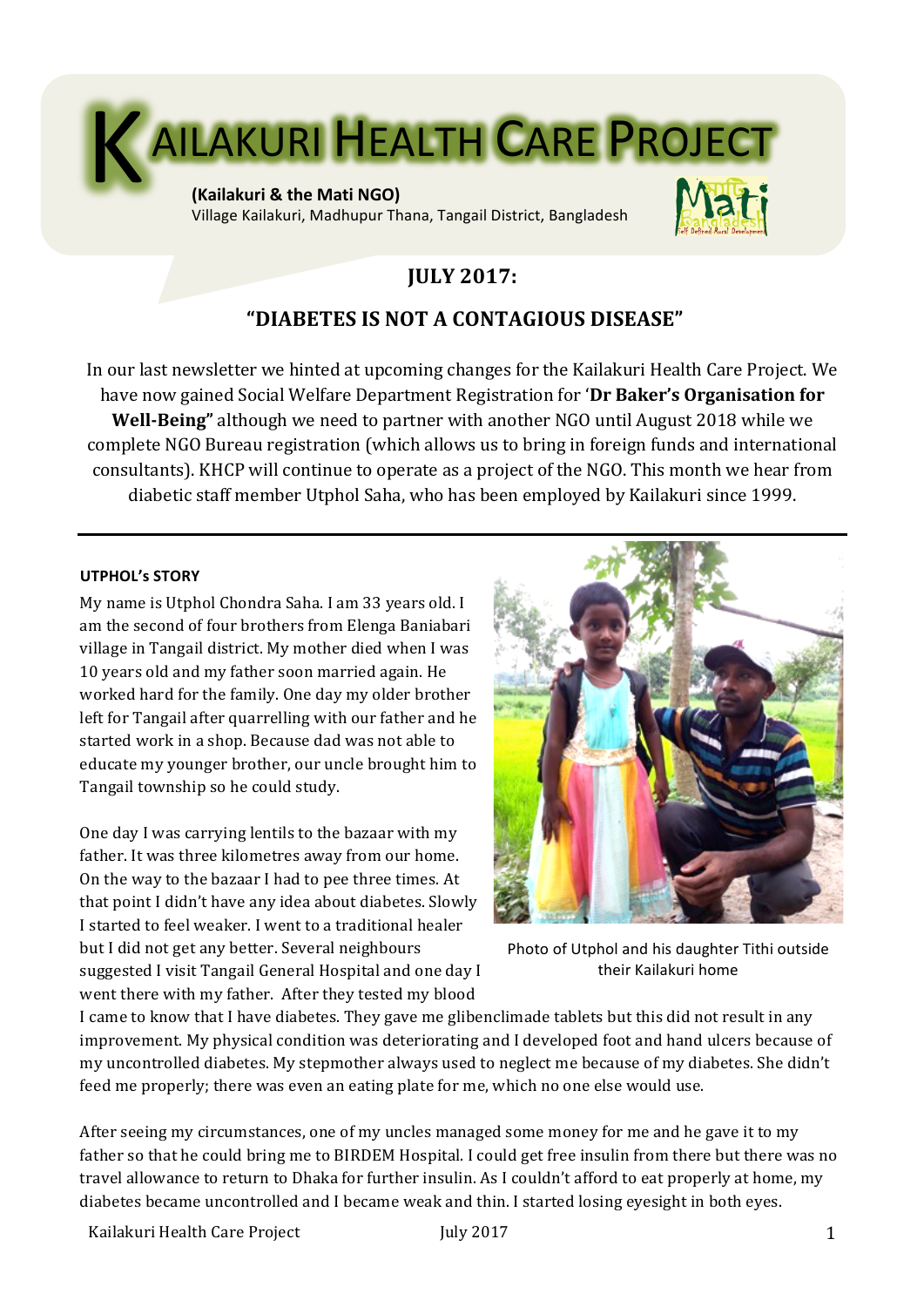# KAILAKURI HEALTH CARE PROJECT

**(Kailakuri & the Mati NGO)**
Village Kailakuri, Madhupur Thana, Tangail District, Bangladesh

## JULY 2017:

## "DIABETES IS NOT A CONTAGIOUS DISEASE"

In our last newsletter we hinted at upcoming changes for the Kailakuri Health Care Project. We have now gained Social Welfare Department Registration for '**Dr Baker's Organisation for Well-Being"** although we need to partner with another NGO until August 2018 while we complete NGO Bureau registration (which allows us to bring in foreign funds and international consultants). KHCP will continue to operate as a project of the NGO. This month we hear from diabetic staff member Utphol Saha, who has been employed by Kailakuri since 1999.

---

### UTPHOL's STORY

My name is Utphol Chondra Saha. I am 33 years old. I am the second of four brothers from Elenga Baniabari village in Tangail district. My mother died when I was 10 years old and my father soon married again. He worked hard for the family. One day my older brother left for Tangail after quarrelling with our father and he started work in a shop. Because dad was not able to educate my younger brother, our uncle brought him to Tangail township so he could study.

One day I was carrying lentils to the bazaar with my father. It was three kilometres away from our home. On the way to the bazaar I had to pee three times. At that point I didn't have any idea about diabetes. Slowly I started to feel weaker. I went to a traditional healer but I did not get any better. Several neighbours suggested I visit Tangail General Hospital and one day I went there with my father. After they tested my blood I came to know that I have diabetes. They gave me glibenclimade tablets but this did not result in any improvement. My physical condition was deteriorating and I developed foot and hand ulcers because of my uncontrolled diabetes. My stepmother always used to neglect me because of my diabetes. She didn't feed me properly; there was even an eating plate for me, which no one else would use.

Photo of Utphol and his daughter Tithi outside their Kailakuri home

After seeing my circumstances, one of my uncles managed some money for me and he gave it to my father so that he could bring me to BIRDEM Hospital. I could get free insulin from there but there was no travel allowance to return to Dhaka for further insulin. As I couldn't afford to eat properly at home, my diabetes became uncontrolled and I became weak and thin. I started losing eyesight in both eyes.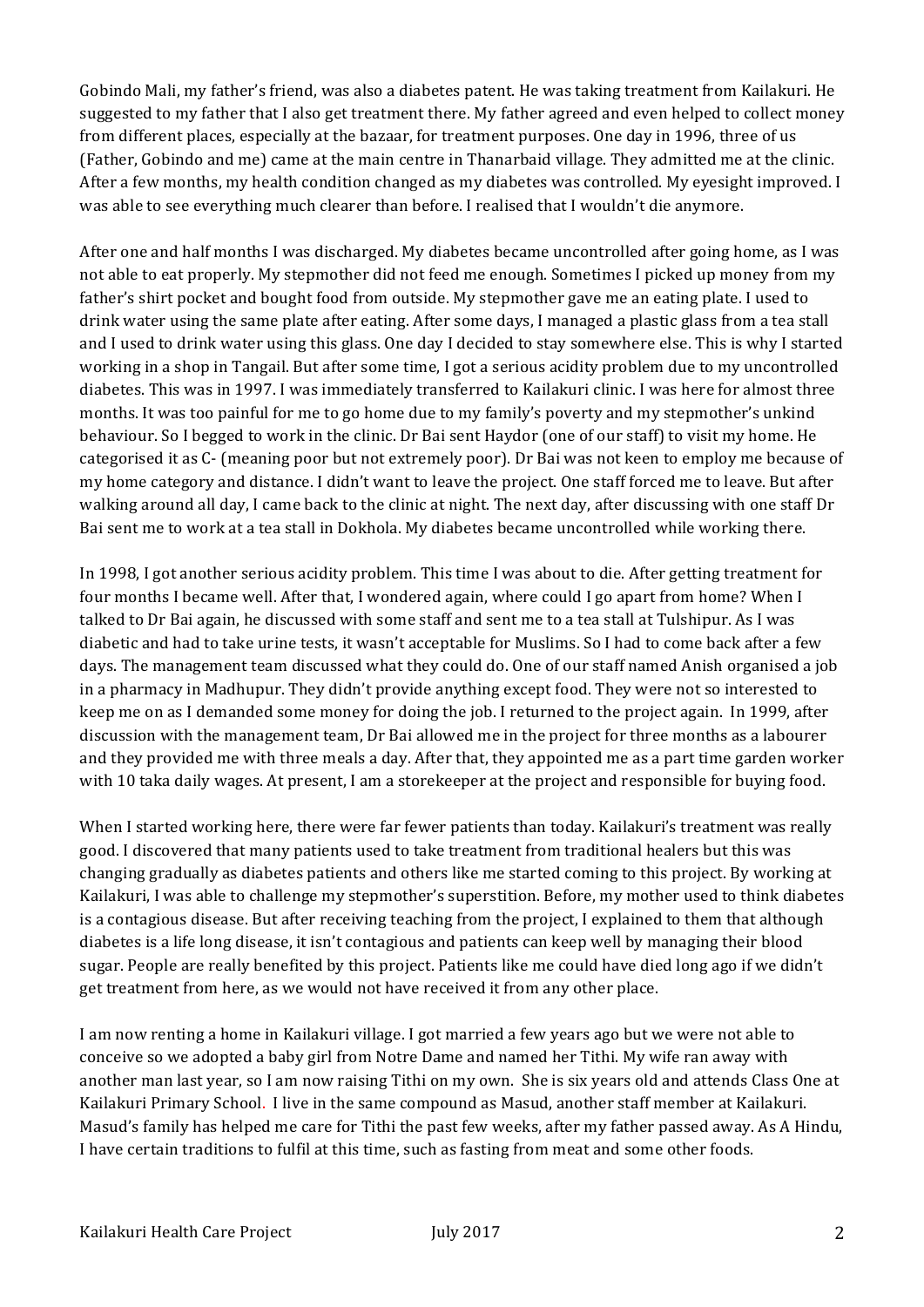Gobindo Mali, my father's friend, was also a diabetes patent. He was taking treatment from Kailakuri. He suggested to my father that I also get treatment there. My father agreed and even helped to collect money from different places, especially at the bazaar, for treatment purposes. One day in 1996, three of us (Father, Gobindo and me) came at the main centre in Thanarbaid village. They admitted me at the clinic. After a few months, my health condition changed as my diabetes was controlled. My eyesight improved. I was able to see everything much clearer than before. I realised that I wouldn't die anymore.

After one and half months I was discharged. My diabetes became uncontrolled after going home, as I was not able to eat properly. My stepmother did not feed me enough. Sometimes I picked up money from my father's shirt pocket and bought food from outside. My stepmother gave me an eating plate. I used to drink water using the same plate after eating. After some days, I managed a plastic glass from a tea stall and I used to drink water using this glass. One day I decided to stay somewhere else. This is why I started working in a shop in Tangail. But after some time, I got a serious acidity problem due to my uncontrolled diabetes. This was in 1997. I was immediately transferred to Kailakuri clinic. I was here for almost three months. It was too painful for me to go home due to my family's poverty and my stepmother's unkind behaviour. So I begged to work in the clinic. Dr Bai sent Haydor (one of our staff) to visit my home. He categorised it as C- (meaning poor but not extremely poor). Dr Bai was not keen to employ me because of my home category and distance. I didn't want to leave the project. One staff forced me to leave. But after walking around all day, I came back to the clinic at night. The next day, after discussing with one staff Dr Bai sent me to work at a tea stall in Dokhola. My diabetes became uncontrolled while working there.

In 1998, I got another serious acidity problem. This time I was about to die. After getting treatment for four months I became well. After that, I wondered again, where could I go apart from home? When I talked to Dr Bai again, he discussed with some staff and sent me to a tea stall at Tulshipur. As I was diabetic and had to take urine tests, it wasn't acceptable for Muslims. So I had to come back after a few days. The management team discussed what they could do. One of our staff named Anish organised a job in a pharmacy in Madhupur. They didn't provide anything except food. They were not so interested to keep me on as I demanded some money for doing the job. I returned to the project again. In 1999, after discussion with the management team, Dr Bai allowed me in the project for three months as a labourer and they provided me with three meals a day. After that, they appointed me as a part time garden worker with 10 taka daily wages. At present, I am a storekeeper at the project and responsible for buying food.

When I started working here, there were far fewer patients than today. Kailakuri's treatment was really good. I discovered that many patients used to take treatment from traditional healers but this was changing gradually as diabetes patients and others like me started coming to this project. By working at Kailakuri, I was able to challenge my stepmother's superstition. Before, my mother used to think diabetes is a contagious disease. But after receiving teaching from the project, I explained to them that although diabetes is a life long disease, it isn't contagious and patients can keep well by managing their blood sugar. People are really benefited by this project. Patients like me could have died long ago if we didn't get treatment from here, as we would not have received it from any other place.

I am now renting a home in Kailakuri village. I got married a few years ago but we were not able to conceive so we adopted a baby girl from Notre Dame and named her Tithi. My wife ran away with another man last year, so I am now raising Tithi on my own. She is six years old and attends Class One at Kailakuri Primary School. I live in the same compound as Masud, another staff member at Kailakuri. Masud's family has helped me care for Tithi the past few weeks, after my father passed away. As A Hindu, I have certain traditions to fulfil at this time, such as fasting from meat and some other foods.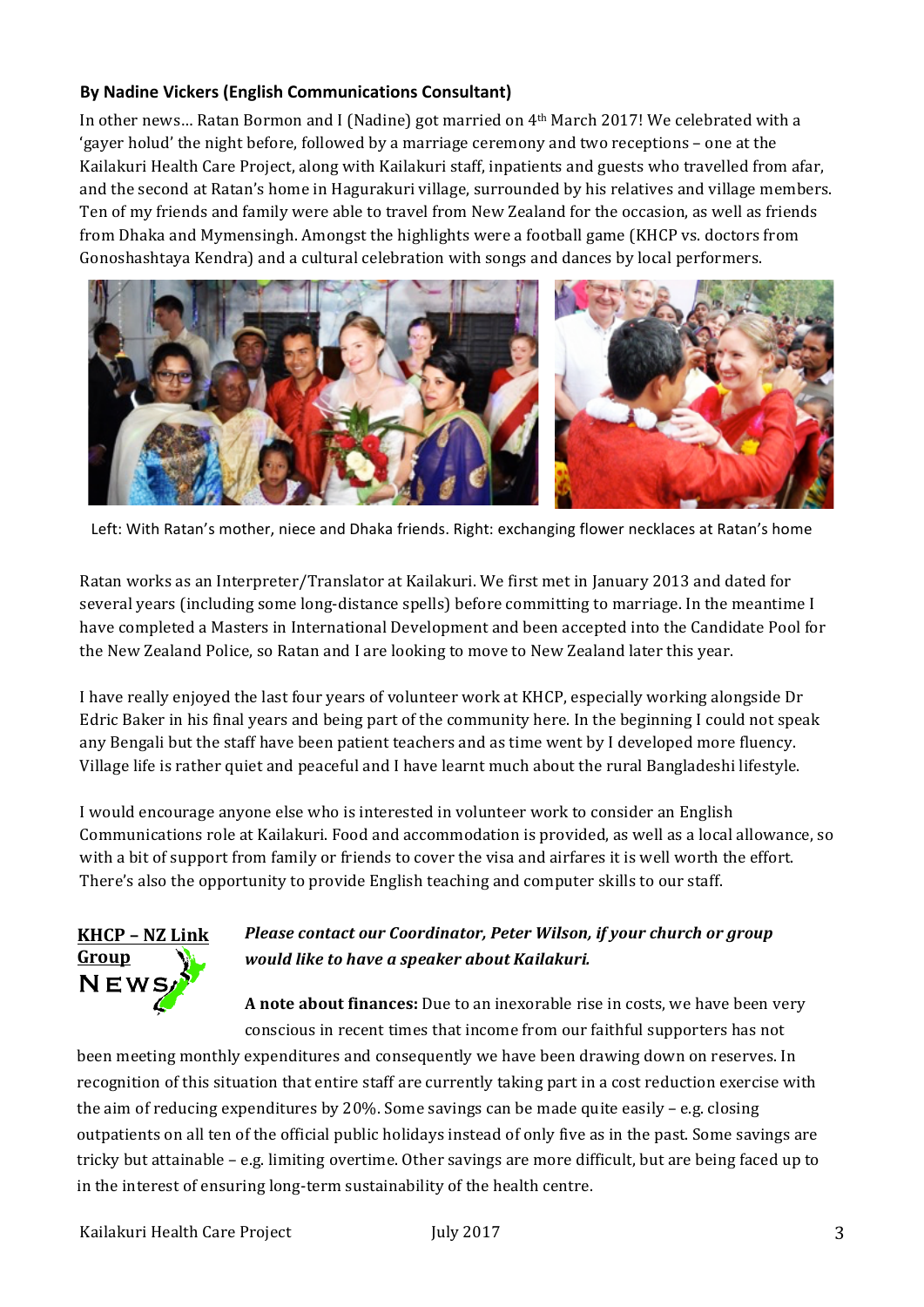### By Nadine Vickers (English Communications Consultant)

In other news… Ratan Bormon and I (Nadine) got married on 4th March 2017! We celebrated with a 'gayer holud' the night before, followed by a marriage ceremony and two receptions – one at the Kailakuri Health Care Project, along with Kailakuri staff, inpatients and guests who travelled from afar, and the second at Ratan's home in Hagurakuri village, surrounded by his relatives and village members. Ten of my friends and family were able to travel from New Zealand for the occasion, as well as friends from Dhaka and Mymensingh. Amongst the highlights were a football game (KHCP vs. doctors from Gonoshashtaya Kendra) and a cultural celebration with songs and dances by local performers.

Left: With Ratan's mother, niece and Dhaka friends. Right: exchanging flower necklaces at Ratan's home

Ratan works as an Interpreter/Translator at Kailakuri. We first met in January 2013 and dated for several years (including some long-distance spells) before committing to marriage. In the meantime I have completed a Masters in International Development and been accepted into the Candidate Pool for the New Zealand Police, so Ratan and I are looking to move to New Zealand later this year.

I have really enjoyed the last four years of volunteer work at KHCP, especially working alongside Dr Edric Baker in his final years and being part of the community here. In the beginning I could not speak any Bengali but the staff have been patient teachers and as time went by I developed more fluency. Village life is rather quiet and peaceful and I have learnt much about the rural Bangladeshi lifestyle.

I would encourage anyone else who is interested in volunteer work to consider an English Communications role at Kailakuri. Food and accommodation is provided, as well as a local allowance, so with a bit of support from family or friends to cover the visa and airfares it is well worth the effort. There's also the opportunity to provide English teaching and computer skills to our staff.

## KHCP – NZ Link Group NEWS

***Please contact our Coordinator, Peter Wilson, if your church or group would like to have a speaker about Kailakuri.***

**A note about finances:** Due to an inexorable rise in costs, we have been very conscious in recent times that income from our faithful supporters has not been meeting monthly expenditures and consequently we have been drawing down on reserves. In recognition of this situation that entire staff are currently taking part in a cost reduction exercise with the aim of reducing expenditures by 20%. Some savings can be made quite easily – e.g. closing outpatients on all ten of the official public holidays instead of only five as in the past. Some savings are tricky but attainable – e.g. limiting overtime. Other savings are more difficult, but are being faced up to in the interest of ensuring long-term sustainability of the health centre.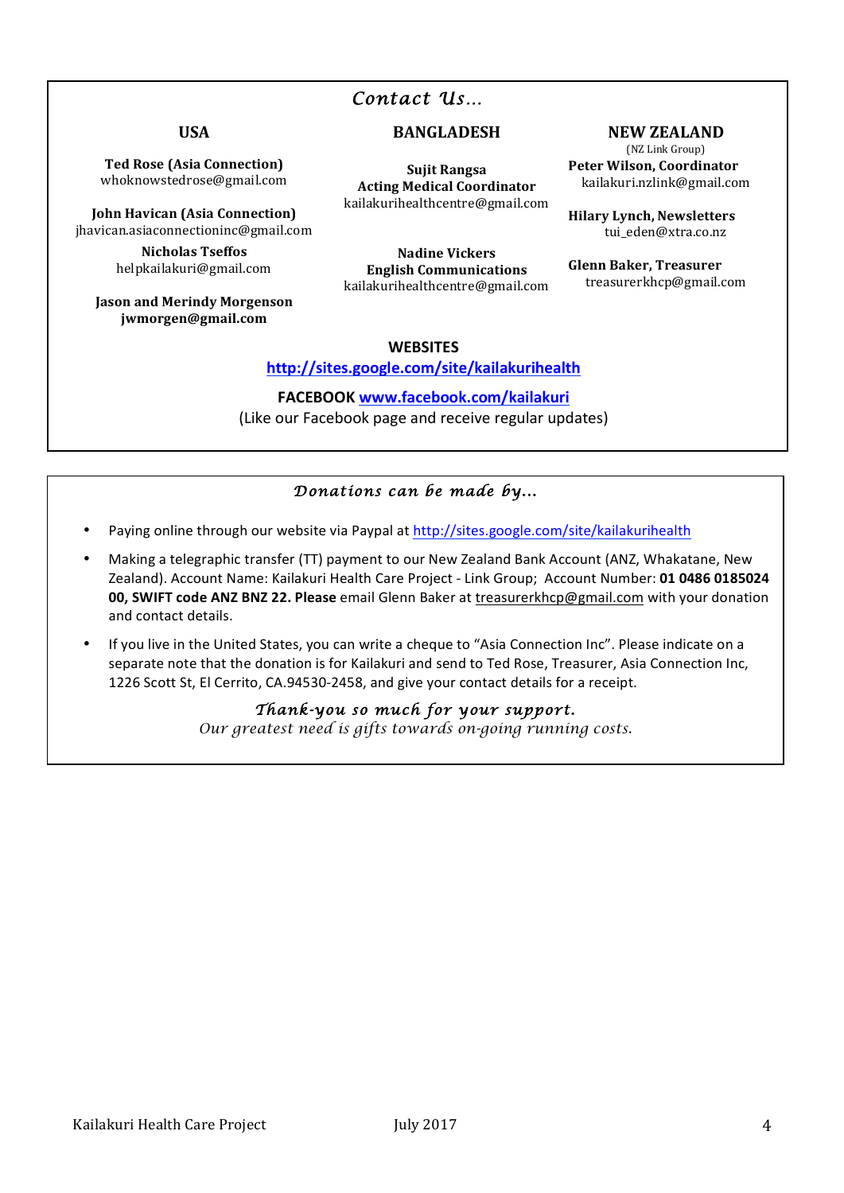## *Contact Us…*

### USA

**Ted Rose (Asia Connection)**
whoknowstedrose@gmail.com

**John Havican (Asia Connection)**
jhavican.asiaconnectioninc@gmail.com

**Nicholas Tseffos**
helpkailakuri@gmail.com

**Jason and Merindy Morgenson**
**jwmorgen@gmail.com**

### BANGLADESH

**Sujit Rangsa**
**Acting Medical Coordinator**
kailakurihealthcentre@gmail.com

**Nadine Vickers**
**English Communications**
kailakurihealthcentre@gmail.com

### NEW ZEALAND

(NZ Link Group)

**Peter Wilson, Coordinator**
kailakuri.nzlink@gmail.com

**Hilary Lynch, Newsletters**
tui_eden@xtra.co.nz

**Glenn Baker, Treasurer**
treasurerkhcp@gmail.com

### WEBSITES

http://sites.google.com/site/kailakurihealth

**FACEBOOK** www.facebook.com/kailakuri

(Like our Facebook page and receive regular updates)

## *Donations can be made by…*

- Paying online through our website via Paypal at http://sites.google.com/site/kailakurihealth
- Making a telegraphic transfer (TT) payment to our New Zealand Bank Account (ANZ, Whakatane, New Zealand). Account Name: Kailakuri Health Care Project - Link Group; Account Number: **01 0486 0185024 00, SWIFT code ANZ BNZ 22. Please** email Glenn Baker at treasurerkhcp@gmail.com with your donation and contact details.
- If you live in the United States, you can write a cheque to "Asia Connection Inc". Please indicate on a separate note that the donation is for Kailakuri and send to Ted Rose, Treasurer, Asia Connection Inc, 1226 Scott St, El Cerrito, CA.94530-2458, and give your contact details for a receipt.

*Thank-you so much for your support.*

*Our greatest need is gifts towards on-going running costs.*